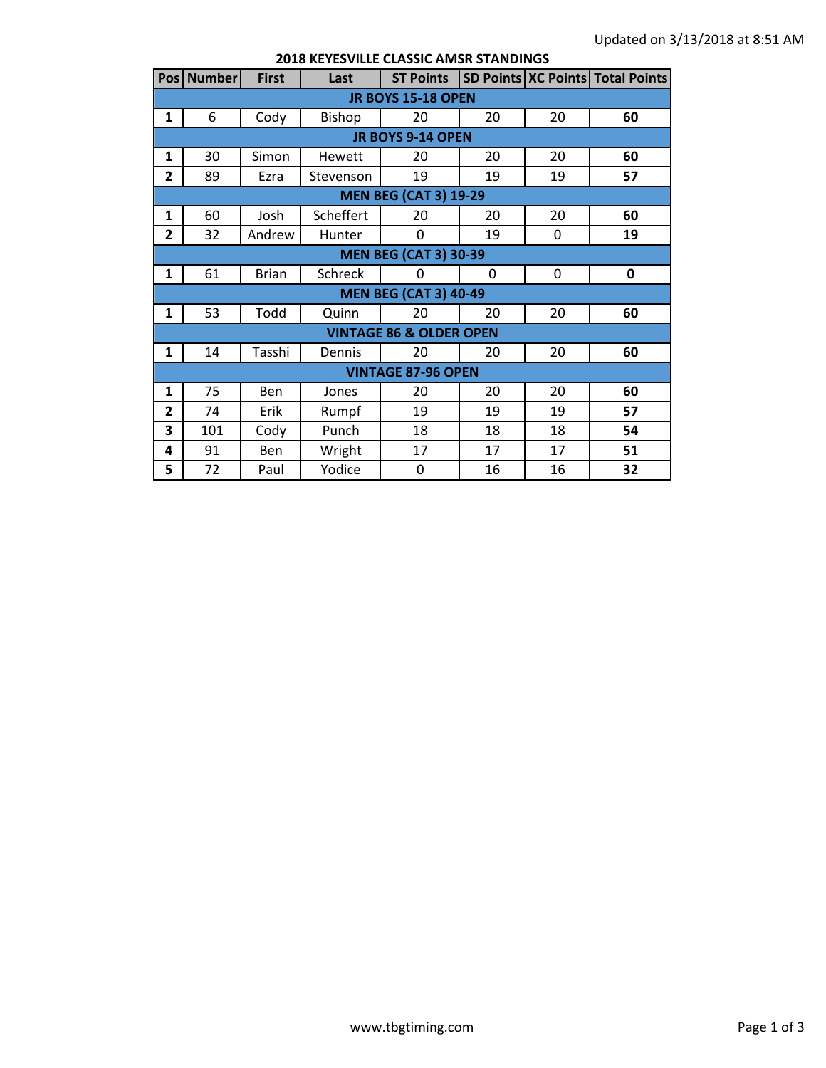## 2018 KEYESVILLE CLASSIC AMSR STANDINGS

| Pos | Number | First | Last | ST Points | SD Points | XC Points | Total Points |
|---|---|---|---|---|---|---|---|
| **JR BOYS 15-18 OPEN** | | | | | | | |
| **1** | 6 | Cody | Bishop | 20 | 20 | 20 | **60** |
| **JR BOYS 9-14 OPEN** | | | | | | | |
| **1** | 30 | Simon | Hewett | 20 | 20 | 20 | **60** |
| **2** | 89 | Ezra | Stevenson | 19 | 19 | 19 | **57** |
| **MEN BEG (CAT 3) 19-29** | | | | | | | |
| **1** | 60 | Josh | Scheffert | 20 | 20 | 20 | **60** |
| **2** | 32 | Andrew | Hunter | 0 | 19 | 0 | **19** |
| **MEN BEG (CAT 3) 30-39** | | | | | | | |
| **1** | 61 | Brian | Schreck | 0 | 0 | 0 | **0** |
| **MEN BEG (CAT 3) 40-49** | | | | | | | |
| **1** | 53 | Todd | Quinn | 20 | 20 | 20 | **60** |
| **VINTAGE 86 & OLDER OPEN** | | | | | | | |
| **1** | 14 | Tasshi | Dennis | 20 | 20 | 20 | **60** |
| **VINTAGE 87-96 OPEN** | | | | | | | |
| **1** | 75 | Ben | Jones | 20 | 20 | 20 | **60** |
| **2** | 74 | Erik | Rumpf | 19 | 19 | 19 | **57** |
| **3** | 101 | Cody | Punch | 18 | 18 | 18 | **54** |
| **4** | 91 | Ben | Wright | 17 | 17 | 17 | **51** |
| **5** | 72 | Paul | Yodice | 0 | 16 | 16 | **32** |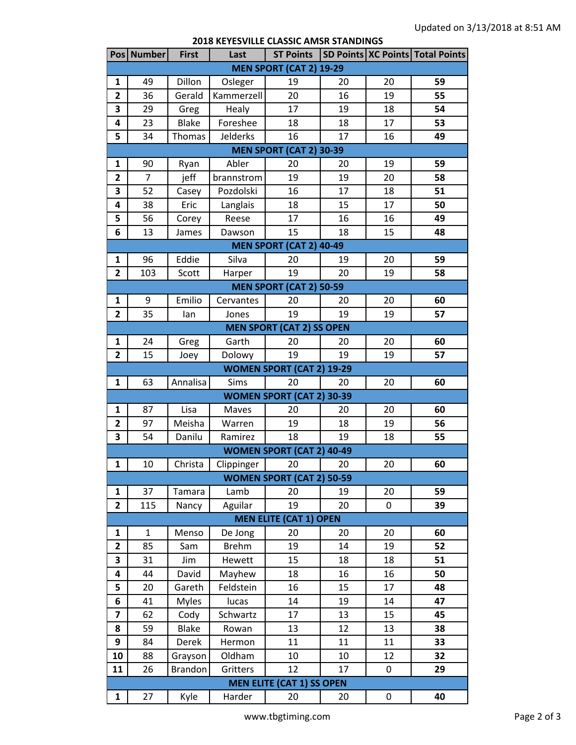Updated on 3/13/2018 at 8:51 AM

## 2018 KEYESVILLE CLASSIC AMSR STANDINGS

| Pos | Number | First | Last | ST Points | SD Points | XC Points | Total Points |
|---|---|---|---|---|---|---|---|
| **MEN SPORT (CAT 2) 19-29** | | | | | | | |
| **1** | 49 | Dillon | Osleger | 19 | 20 | 20 | **59** |
| **2** | 36 | Gerald | Kammerzell | 20 | 16 | 19 | **55** |
| **3** | 29 | Greg | Healy | 17 | 19 | 18 | **54** |
| **4** | 23 | Blake | Foreshee | 18 | 18 | 17 | **53** |
| **5** | 34 | Thomas | Jelderks | 16 | 17 | 16 | **49** |
| **MEN SPORT (CAT 2) 30-39** | | | | | | | |
| **1** | 90 | Ryan | Abler | 20 | 20 | 19 | **59** |
| **2** | 7 | jeff | brannstrom | 19 | 19 | 20 | **58** |
| **3** | 52 | Casey | Pozdolski | 16 | 17 | 18 | **51** |
| **4** | 38 | Eric | Langlais | 18 | 15 | 17 | **50** |
| **5** | 56 | Corey | Reese | 17 | 16 | 16 | **49** |
| **6** | 13 | James | Dawson | 15 | 18 | 15 | **48** |
| **MEN SPORT (CAT 2) 40-49** | | | | | | | |
| **1** | 96 | Eddie | Silva | 20 | 19 | 20 | **59** |
| **2** | 103 | Scott | Harper | 19 | 20 | 19 | **58** |
| **MEN SPORT (CAT 2) 50-59** | | | | | | | |
| **1** | 9 | Emilio | Cervantes | 20 | 20 | 20 | **60** |
| **2** | 35 | Ian | Jones | 19 | 19 | 19 | **57** |
| **MEN SPORT (CAT 2) SS OPEN** | | | | | | | |
| **1** | 24 | Greg | Garth | 20 | 20 | 20 | **60** |
| **2** | 15 | Joey | Dolowy | 19 | 19 | 19 | **57** |
| **WOMEN SPORT (CAT 2) 19-29** | | | | | | | |
| **1** | 63 | Annalisa | Sims | 20 | 20 | 20 | **60** |
| **WOMEN SPORT (CAT 2) 30-39** | | | | | | | |
| **1** | 87 | Lisa | Maves | 20 | 20 | 20 | **60** |
| **2** | 97 | Meisha | Warren | 19 | 18 | 19 | **56** |
| **3** | 54 | Danilu | Ramirez | 18 | 19 | 18 | **55** |
| **WOMEN SPORT (CAT 2) 40-49** | | | | | | | |
| **1** | 10 | Christa | Clippinger | 20 | 20 | 20 | **60** |
| **WOMEN SPORT (CAT 2) 50-59** | | | | | | | |
| **1** | 37 | Tamara | Lamb | 20 | 19 | 20 | **59** |
| **2** | 115 | Nancy | Aguilar | 19 | 20 | 0 | **39** |
| **MEN ELITE (CAT 1) OPEN** | | | | | | | |
| **1** | 1 | Menso | De Jong | 20 | 20 | 20 | **60** |
| **2** | 85 | Sam | Brehm | 19 | 14 | 19 | **52** |
| **3** | 31 | Jim | Hewett | 15 | 18 | 18 | **51** |
| **4** | 44 | David | Mayhew | 18 | 16 | 16 | **50** |
| **5** | 20 | Gareth | Feldstein | 16 | 15 | 17 | **48** |
| **6** | 41 | Myles | lucas | 14 | 19 | 14 | **47** |
| **7** | 62 | Cody | Schwartz | 17 | 13 | 15 | **45** |
| **8** | 59 | Blake | Rowan | 13 | 12 | 13 | **38** |
| **9** | 84 | Derek | Hermon | 11 | 11 | 11 | **33** |
| **10** | 88 | Grayson | Oldham | 10 | 10 | 12 | **32** |
| **11** | 26 | Brandon | Gritters | 12 | 17 | 0 | **29** |
| **MEN ELITE (CAT 1) SS OPEN** | | | | | | | |
| **1** | 27 | Kyle | Harder | 20 | 20 | 0 | **40** |

www.tbgtiming.com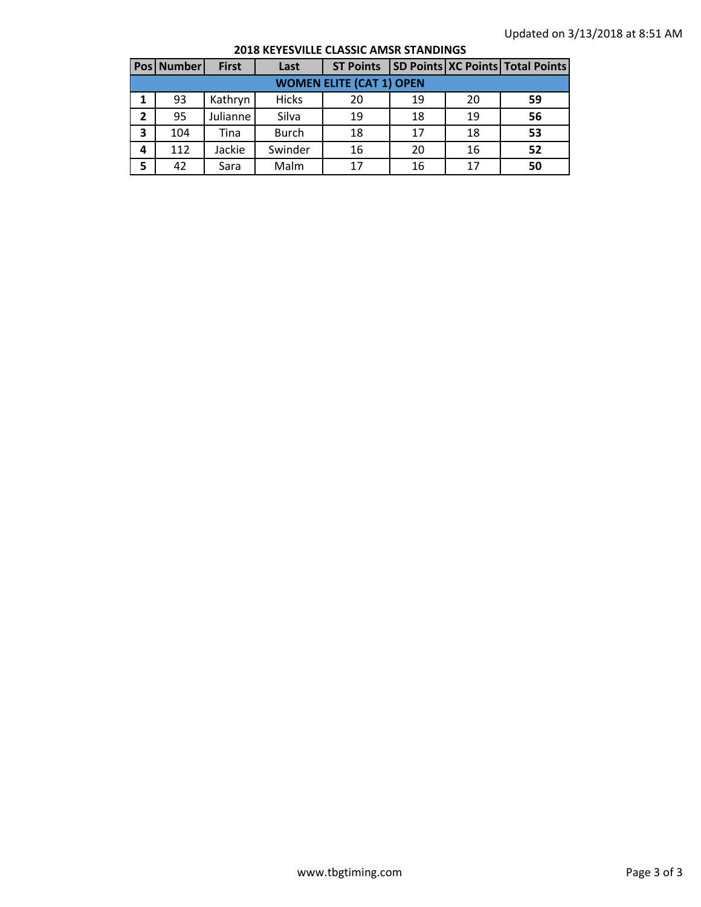Updated on 3/13/2018 at 8:51 AM

## 2018 KEYESVILLE CLASSIC AMSR STANDINGS

| Pos | Number | First | Last | ST Points | SD Points | XC Points | Total Points |
|---|---|---|---|---|---|---|---|
| **WOMEN ELITE (CAT 1) OPEN** | | | | | | | |
| **1** | 93 | Kathryn | Hicks | 20 | 19 | 20 | **59** |
| **2** | 95 | Julianne | Silva | 19 | 18 | 19 | **56** |
| **3** | 104 | Tina | Burch | 18 | 17 | 18 | **53** |
| **4** | 112 | Jackie | Swinder | 16 | 20 | 16 | **52** |
| **5** | 42 | Sara | Malm | 17 | 16 | 17 | **50** |

www.tbgtiming.com